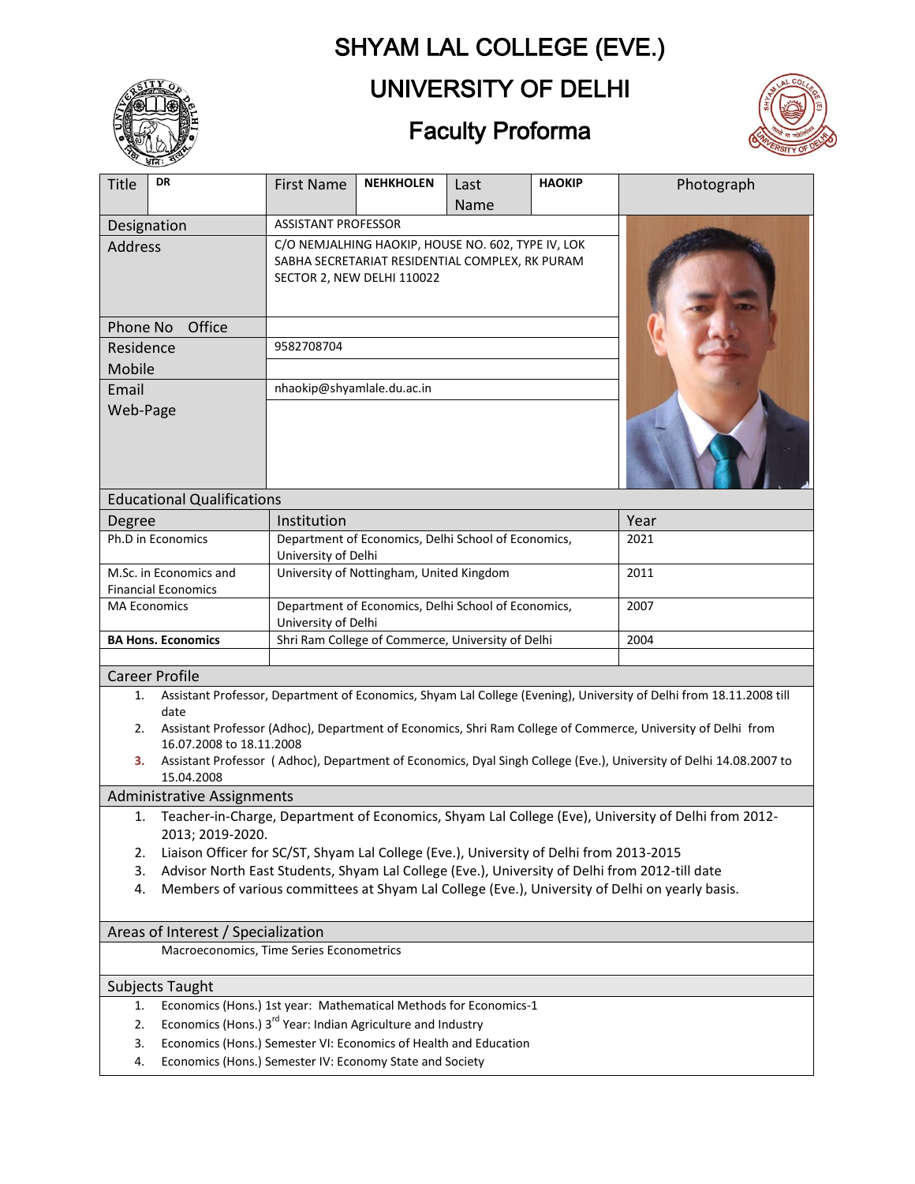# SHYAM LAL COLLEGE (EVE.)

## UNIVERSITY OF DELHI

### Faculty Proforma

| Title | DR | First Name | NEHKHOLEN | Last Name | HAOKIP | Photograph |
|---|---|---|---|---|---|---|
| Designation | | ASSISTANT PROFESSOR | | | | |
| Address | | C/O NEMJALHING HAOKIP, HOUSE NO. 602, TYPE IV, LOK SABHA SECRETARIAT RESIDENTIAL COMPLEX, RK PURAM SECTOR 2, NEW DELHI 110022 | | | | |
| Phone No Office | | | | | | |
| Residence | | 9582708704 | | | | |
| Mobile | | | | | | |
| Email | | nhaokip@shyamlale.du.ac.in | | | | |
| Web-Page | | | | | | |

## Educational Qualifications

| Degree | Institution | Year |
|---|---|---|
| Ph.D in Economics | Department of Economics, Delhi School of Economics, University of Delhi | 2021 |
| M.Sc. in Economics and Financial Economics | University of Nottingham, United Kingdom | 2011 |
| MA Economics | Department of Economics, Delhi School of Economics, University of Delhi | 2007 |
| **BA Hons. Economics** | Shri Ram College of Commerce, University of Delhi | 2004 |
| | | |

## Career Profile

1. Assistant Professor, Department of Economics, Shyam Lal College (Evening), University of Delhi from 18.11.2008 till date
2. Assistant Professor (Adhoc), Department of Economics, Shri Ram College of Commerce, University of Delhi from 16.07.2008 to 18.11.2008
3. Assistant Professor ( Adhoc), Department of Economics, Dyal Singh College (Eve.), University of Delhi 14.08.2007 to 15.04.2008

## Administrative Assignments

1. Teacher-in-Charge, Department of Economics, Shyam Lal College (Eve), University of Delhi from 2012-2013; 2019-2020.
2. Liaison Officer for SC/ST, Shyam Lal College (Eve.), University of Delhi from 2013-2015
3. Advisor North East Students, Shyam Lal College (Eve.), University of Delhi from 2012-till date
4. Members of various committees at Shyam Lal College (Eve.), University of Delhi on yearly basis.

## Areas of Interest / Specialization

Macroeconomics, Time Series Econometrics

## Subjects Taught

1. Economics (Hons.) 1st year: Mathematical Methods for Economics-1
2. Economics (Hons.) 3rd Year: Indian Agriculture and Industry
3. Economics (Hons.) Semester VI: Economics of Health and Education
4. Economics (Hons.) Semester IV: Economy State and Society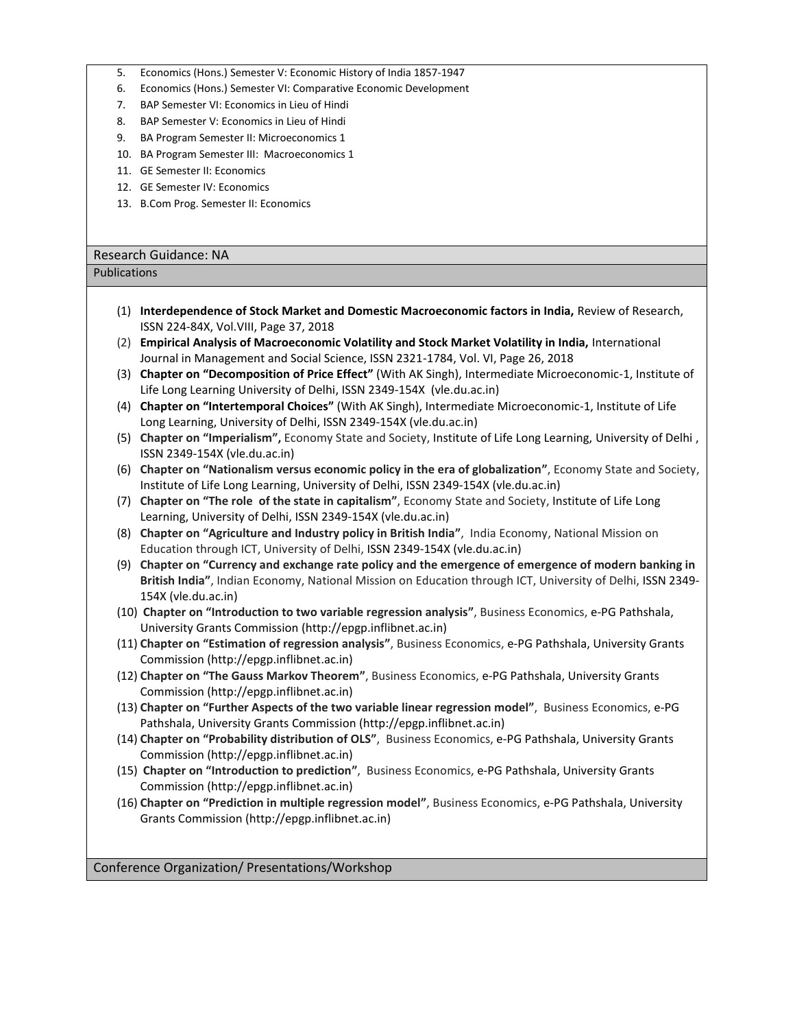5. Economics (Hons.) Semester V: Economic History of India 1857-1947
6. Economics (Hons.) Semester VI: Comparative Economic Development
7. BAP Semester VI: Economics in Lieu of Hindi
8. BAP Semester V: Economics in Lieu of Hindi
9. BA Program Semester II: Microeconomics 1
10. BA Program Semester III: Macroeconomics 1
11. GE Semester II: Economics
12. GE Semester IV: Economics
13. B.Com Prog. Semester II: Economics

## Research Guidance: NA

## Publications

(1) **Interdependence of Stock Market and Domestic Macroeconomic factors in India,** Review of Research, ISSN 224-84X, Vol.VIII, Page 37, 2018

(2) **Empirical Analysis of Macroeconomic Volatility and Stock Market Volatility in India,** International Journal in Management and Social Science, ISSN 2321-1784, Vol. VI, Page 26, 2018

(3) **Chapter on "Decomposition of Price Effect"** (With AK Singh), Intermediate Microeconomic-1, Institute of Life Long Learning University of Delhi, ISSN 2349-154X (vle.du.ac.in)

(4) **Chapter on "Intertemporal Choices"** (With AK Singh), Intermediate Microeconomic-1, Institute of Life Long Learning, University of Delhi, ISSN 2349-154X (vle.du.ac.in)

(5) **Chapter on "Imperialism",** Economy State and Society, Institute of Life Long Learning, University of Delhi , ISSN 2349-154X (vle.du.ac.in)

(6) **Chapter on "Nationalism versus economic policy in the era of globalization"**, Economy State and Society, Institute of Life Long Learning, University of Delhi, ISSN 2349-154X (vle.du.ac.in)

(7) **Chapter on "The role of the state in capitalism"**, Economy State and Society, Institute of Life Long Learning, University of Delhi, ISSN 2349-154X (vle.du.ac.in)

(8) **Chapter on "Agriculture and Industry policy in British India"**, India Economy, National Mission on Education through ICT, University of Delhi, ISSN 2349-154X (vle.du.ac.in)

(9) **Chapter on "Currency and exchange rate policy and the emergence of emergence of modern banking in British India"**, Indian Economy, National Mission on Education through ICT, University of Delhi, ISSN 2349-154X (vle.du.ac.in)

(10) **Chapter on "Introduction to two variable regression analysis"**, Business Economics, e-PG Pathshala, University Grants Commission (http://epgp.inflibnet.ac.in)

(11) **Chapter on "Estimation of regression analysis"**, Business Economics, e-PG Pathshala, University Grants Commission (http://epgp.inflibnet.ac.in)

(12) **Chapter on "The Gauss Markov Theorem"**, Business Economics, e-PG Pathshala, University Grants Commission (http://epgp.inflibnet.ac.in)

(13) **Chapter on "Further Aspects of the two variable linear regression model"**, Business Economics, e-PG Pathshala, University Grants Commission (http://epgp.inflibnet.ac.in)

(14) **Chapter on "Probability distribution of OLS"**, Business Economics, e-PG Pathshala, University Grants Commission (http://epgp.inflibnet.ac.in)

(15) **Chapter on "Introduction to prediction"**, Business Economics, e-PG Pathshala, University Grants Commission (http://epgp.inflibnet.ac.in)

(16) **Chapter on "Prediction in multiple regression model"**, Business Economics, e-PG Pathshala, University Grants Commission (http://epgp.inflibnet.ac.in)

## Conference Organization/ Presentations/Workshop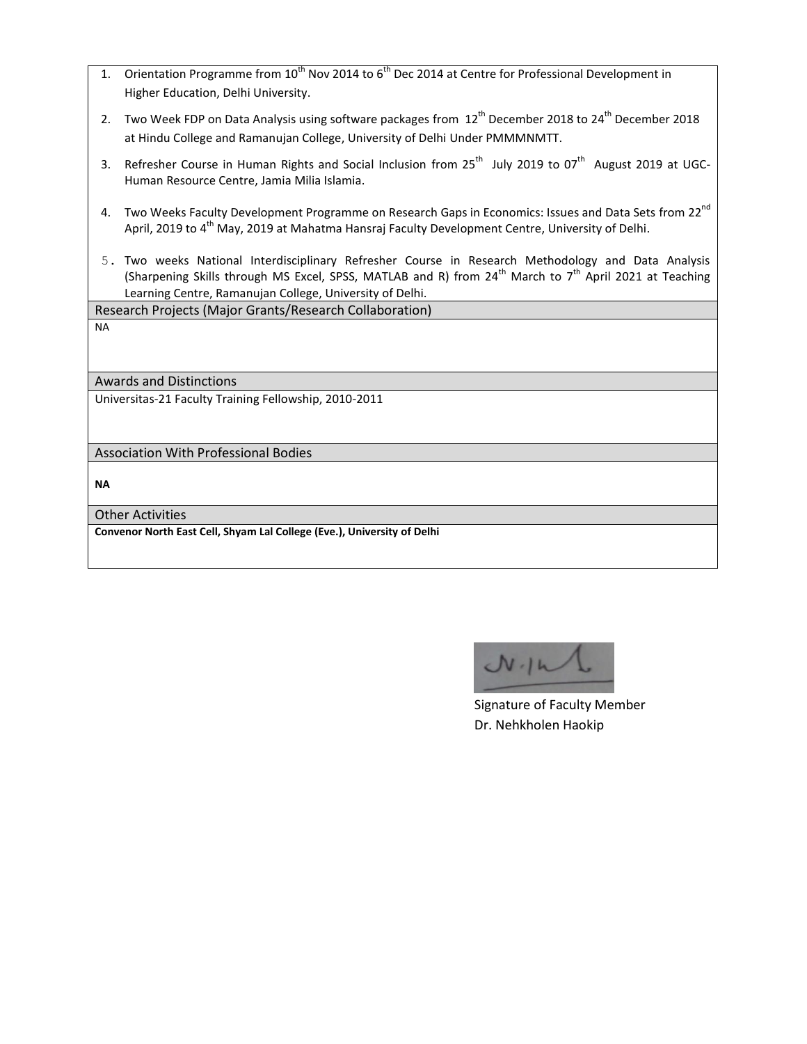1. Orientation Programme from 10th Nov 2014 to 6th Dec 2014 at Centre for Professional Development in Higher Education, Delhi University.
2. Two Week FDP on Data Analysis using software packages from 12th December 2018 to 24th December 2018 at Hindu College and Ramanujan College, University of Delhi Under PMMMNMTT.
3. Refresher Course in Human Rights and Social Inclusion from 25th July 2019 to 07th August 2019 at UGC-Human Resource Centre, Jamia Milia Islamia.
4. Two Weeks Faculty Development Programme on Research Gaps in Economics: Issues and Data Sets from 22nd April, 2019 to 4th May, 2019 at Mahatma Hansraj Faculty Development Centre, University of Delhi.
5. Two weeks National Interdisciplinary Refresher Course in Research Methodology and Data Analysis (Sharpening Skills through MS Excel, SPSS, MATLAB and R) from 24th March to 7th April 2021 at Teaching Learning Centre, Ramanujan College, University of Delhi.

## Research Projects (Major Grants/Research Collaboration)

NA

## Awards and Distinctions

Universitas-21 Faculty Training Fellowship, 2010-2011

## Association With Professional Bodies

**NA**

## Other Activities

**Convenor North East Cell, Shyam Lal College (Eve.), University of Delhi**

Signature of Faculty Member
Dr. Nehkholen Haokip